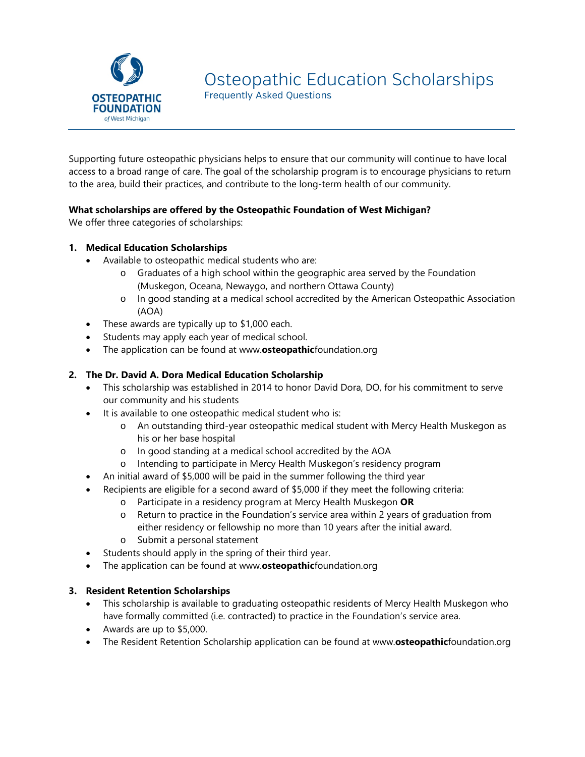OSTEOPATHIC FOUNDATION of West Michigan

# Osteopathic Education Scholarships

Frequently Asked Questions

Supporting future osteopathic physicians helps to ensure that our community will continue to have local access to a broad range of care. The goal of the scholarship program is to encourage physicians to return to the area, build their practices, and contribute to the long-term health of our community.

**What scholarships are offered by the Osteopathic Foundation of West Michigan?**
We offer three categories of scholarships:

1. **Medical Education Scholarships**
   - Available to osteopathic medical students who are:
     - Graduates of a high school within the geographic area served by the Foundation (Muskegon, Oceana, Newaygo, and northern Ottawa County)
     - In good standing at a medical school accredited by the American Osteopathic Association (AOA)
   - These awards are typically up to $1,000 each.
   - Students may apply each year of medical school.
   - The application can be found at www.**osteopathic**foundation.org

2. **The Dr. David A. Dora Medical Education Scholarship**
   - This scholarship was established in 2014 to honor David Dora, DO, for his commitment to serve our community and his students
   - It is available to one osteopathic medical student who is:
     - An outstanding third-year osteopathic medical student with Mercy Health Muskegon as his or her base hospital
     - In good standing at a medical school accredited by the AOA
     - Intending to participate in Mercy Health Muskegon's residency program
   - An initial award of $5,000 will be paid in the summer following the third year
   - Recipients are eligible for a second award of $5,000 if they meet the following criteria:
     - Participate in a residency program at Mercy Health Muskegon **OR**
     - Return to practice in the Foundation's service area within 2 years of graduation from either residency or fellowship no more than 10 years after the initial award.
     - Submit a personal statement
   - Students should apply in the spring of their third year.
   - The application can be found at www.**osteopathic**foundation.org

3. **Resident Retention Scholarships**
   - This scholarship is available to graduating osteopathic residents of Mercy Health Muskegon who have formally committed (i.e. contracted) to practice in the Foundation's service area.
   - Awards are up to $5,000.
   - The Resident Retention Scholarship application can be found at www.**osteopathic**foundation.org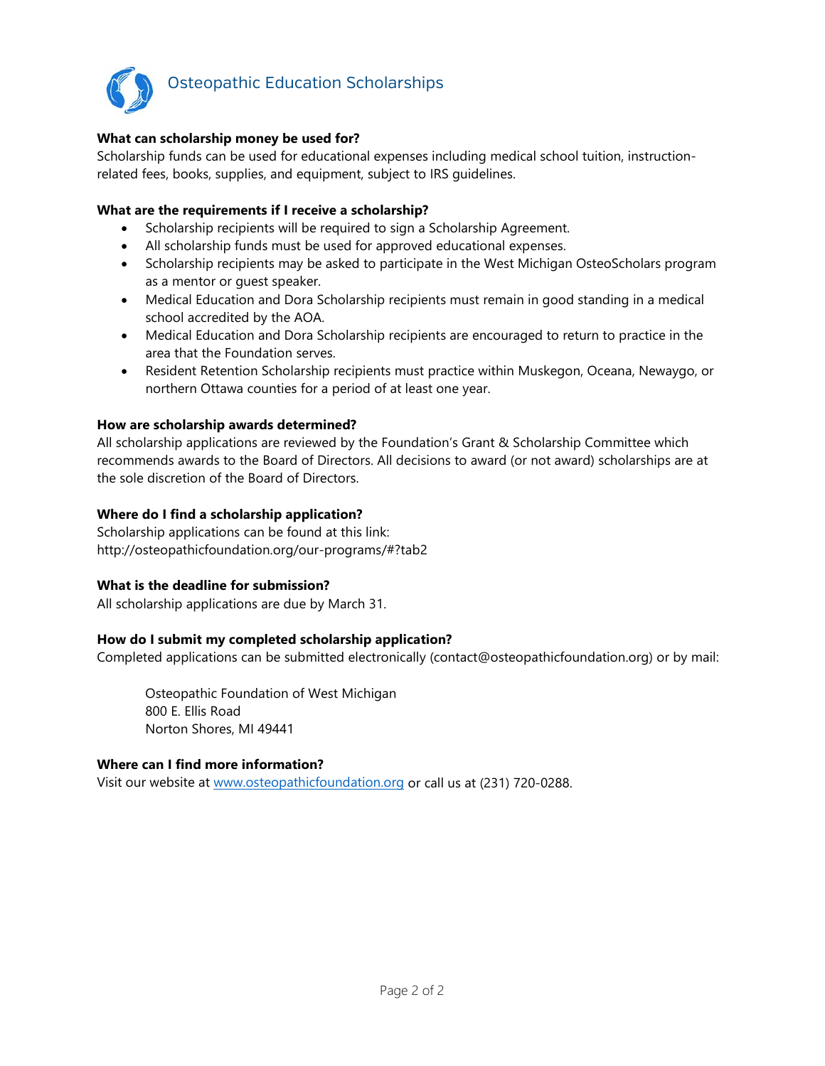# Osteopathic Education Scholarships

**What can scholarship money be used for?**

Scholarship funds can be used for educational expenses including medical school tuition, instruction-related fees, books, supplies, and equipment, subject to IRS guidelines.

**What are the requirements if I receive a scholarship?**

- Scholarship recipients will be required to sign a Scholarship Agreement.
- All scholarship funds must be used for approved educational expenses.
- Scholarship recipients may be asked to participate in the West Michigan OsteoScholars program as a mentor or guest speaker.
- Medical Education and Dora Scholarship recipients must remain in good standing in a medical school accredited by the AOA.
- Medical Education and Dora Scholarship recipients are encouraged to return to practice in the area that the Foundation serves.
- Resident Retention Scholarship recipients must practice within Muskegon, Oceana, Newaygo, or northern Ottawa counties for a period of at least one year.

**How are scholarship awards determined?**

All scholarship applications are reviewed by the Foundation's Grant & Scholarship Committee which recommends awards to the Board of Directors. All decisions to award (or not award) scholarships are at the sole discretion of the Board of Directors.

**Where do I find a scholarship application?**

Scholarship applications can be found at this link:
http://osteopathicfoundation.org/our-programs/#?tab2

**What is the deadline for submission?**

All scholarship applications are due by March 31.

**How do I submit my completed scholarship application?**

Completed applications can be submitted electronically (contact@osteopathicfoundation.org) or by mail:

> Osteopathic Foundation of West Michigan
> 800 E. Ellis Road
> Norton Shores, MI 49441

**Where can I find more information?**

Visit our website at [www.osteopathicfoundation.org](www.osteopathicfoundation.org) or call us at (231) 720-0288.